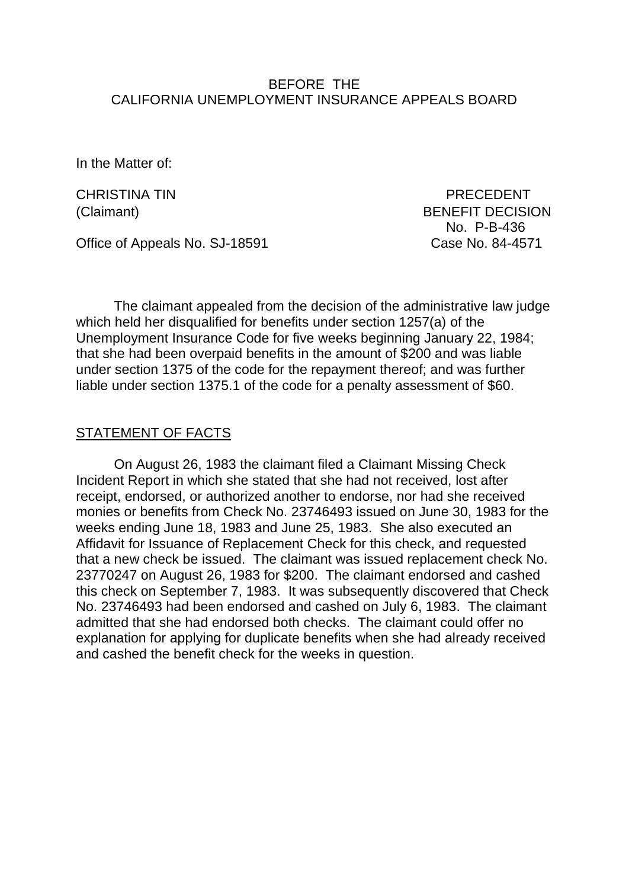BEFORE THE
CALIFORNIA UNEMPLOYMENT INSURANCE APPEALS BOARD

In the Matter of:

CHRISTINA TIN
(Claimant)

PRECEDENT
BENEFIT DECISION
No. P-B-436

Office of Appeals No. SJ-18591

Case No. 84-4571

The claimant appealed from the decision of the administrative law judge which held her disqualified for benefits under section 1257(a) of the Unemployment Insurance Code for five weeks beginning January 22, 1984; that she had been overpaid benefits in the amount of $200 and was liable under section 1375 of the code for the repayment thereof; and was further liable under section 1375.1 of the code for a penalty assessment of $60.

## STATEMENT OF FACTS

On August 26, 1983 the claimant filed a Claimant Missing Check Incident Report in which she stated that she had not received, lost after receipt, endorsed, or authorized another to endorse, nor had she received monies or benefits from Check No. 23746493 issued on June 30, 1983 for the weeks ending June 18, 1983 and June 25, 1983. She also executed an Affidavit for Issuance of Replacement Check for this check, and requested that a new check be issued. The claimant was issued replacement check No. 23770247 on August 26, 1983 for $200. The claimant endorsed and cashed this check on September 7, 1983. It was subsequently discovered that Check No. 23746493 had been endorsed and cashed on July 6, 1983. The claimant admitted that she had endorsed both checks. The claimant could offer no explanation for applying for duplicate benefits when she had already received and cashed the benefit check for the weeks in question.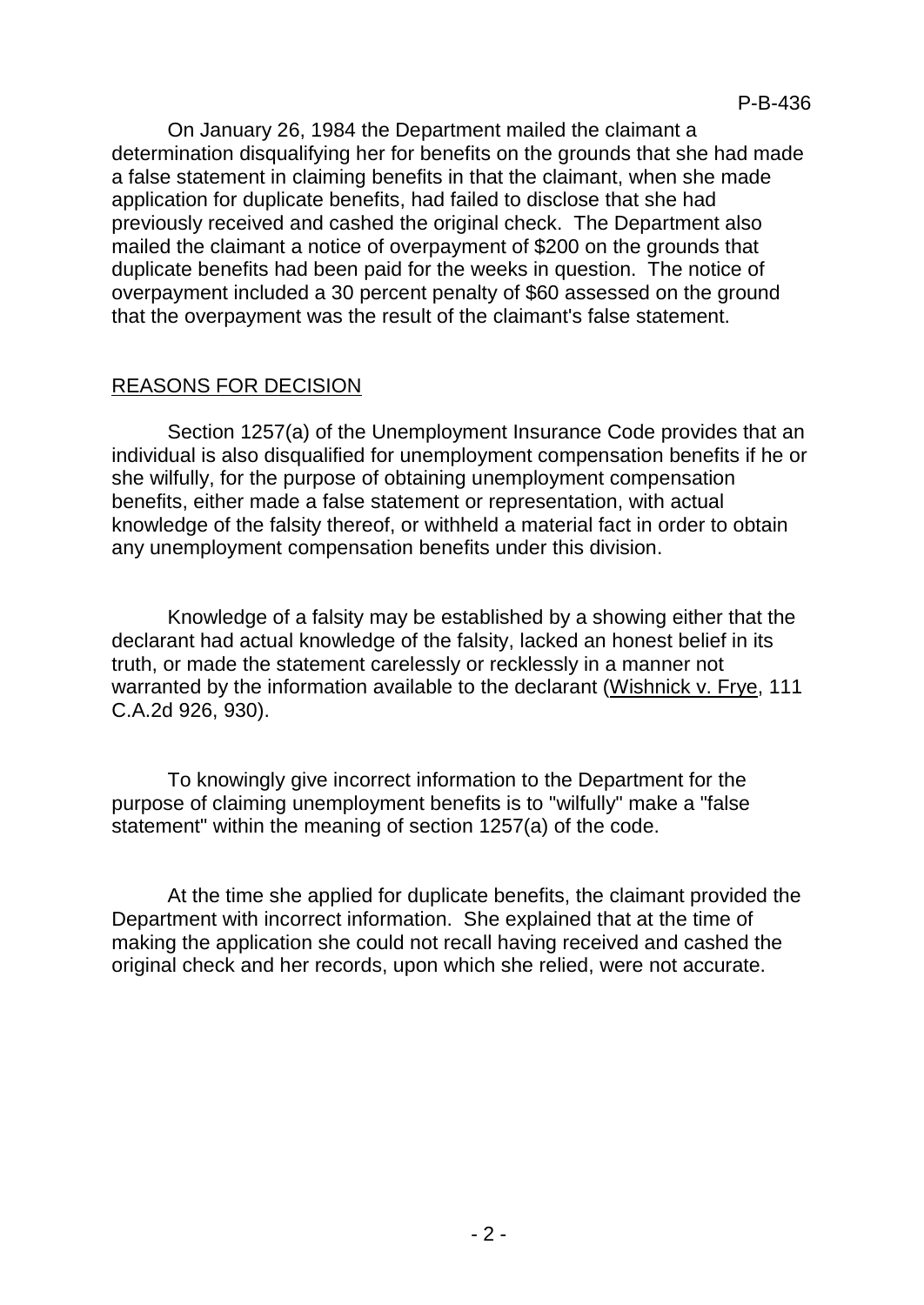On January 26, 1984 the Department mailed the claimant a determination disqualifying her for benefits on the grounds that she had made a false statement in claiming benefits in that the claimant, when she made application for duplicate benefits, had failed to disclose that she had previously received and cashed the original check. The Department also mailed the claimant a notice of overpayment of $200 on the grounds that duplicate benefits had been paid for the weeks in question. The notice of overpayment included a 30 percent penalty of $60 assessed on the ground that the overpayment was the result of the claimant's false statement.

## REASONS FOR DECISION

Section 1257(a) of the Unemployment Insurance Code provides that an individual is also disqualified for unemployment compensation benefits if he or she wilfully, for the purpose of obtaining unemployment compensation benefits, either made a false statement or representation, with actual knowledge of the falsity thereof, or withheld a material fact in order to obtain any unemployment compensation benefits under this division.

Knowledge of a falsity may be established by a showing either that the declarant had actual knowledge of the falsity, lacked an honest belief in its truth, or made the statement carelessly or recklessly in a manner not warranted by the information available to the declarant (Wishnick v. Frye, 111 C.A.2d 926, 930).

To knowingly give incorrect information to the Department for the purpose of claiming unemployment benefits is to "wilfully" make a "false statement" within the meaning of section 1257(a) of the code.

At the time she applied for duplicate benefits, the claimant provided the Department with incorrect information. She explained that at the time of making the application she could not recall having received and cashed the original check and her records, upon which she relied, were not accurate.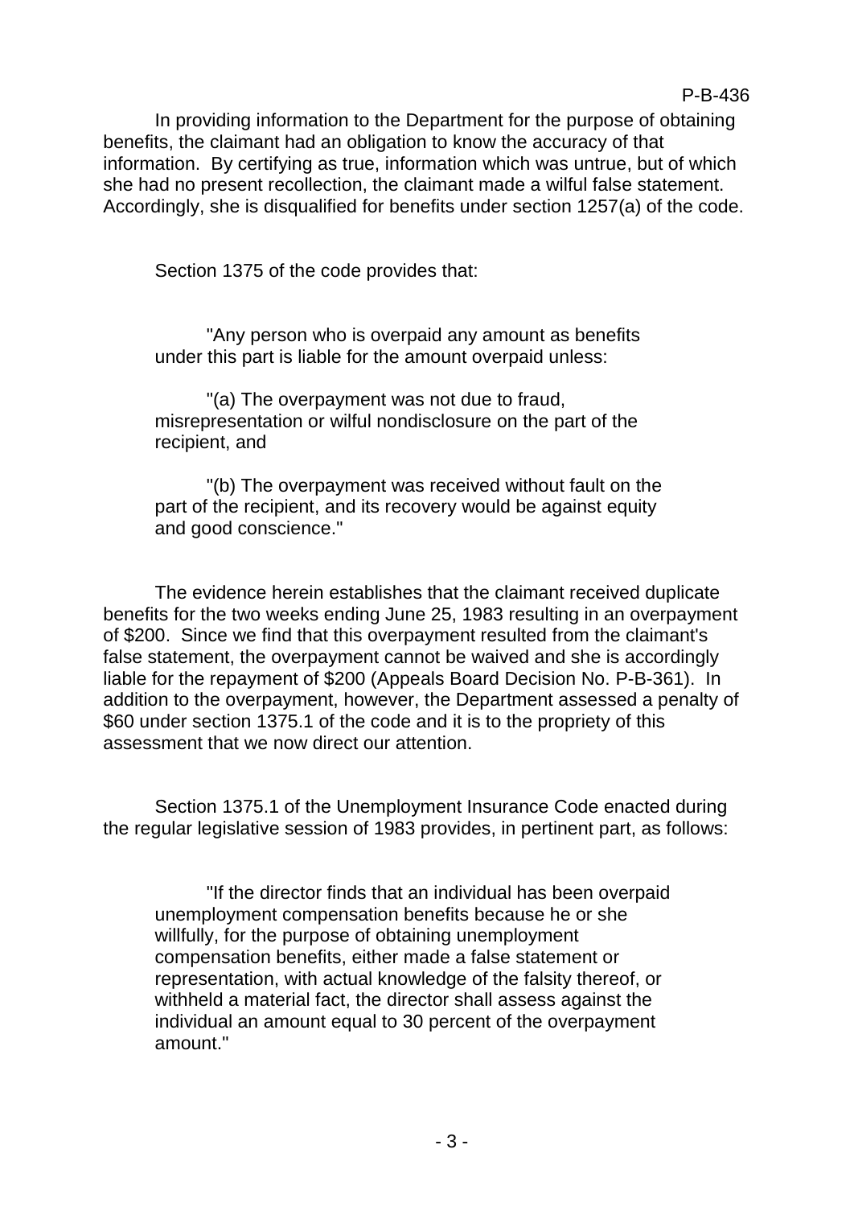In providing information to the Department for the purpose of obtaining benefits, the claimant had an obligation to know the accuracy of that information. By certifying as true, information which was untrue, but of which she had no present recollection, the claimant made a wilful false statement. Accordingly, she is disqualified for benefits under section 1257(a) of the code.

Section 1375 of the code provides that:

> "Any person who is overpaid any amount as benefits under this part is liable for the amount overpaid unless:
>
> "(a) The overpayment was not due to fraud, misrepresentation or wilful nondisclosure on the part of the recipient, and
>
> "(b) The overpayment was received without fault on the part of the recipient, and its recovery would be against equity and good conscience."

The evidence herein establishes that the claimant received duplicate benefits for the two weeks ending June 25, 1983 resulting in an overpayment of $200. Since we find that this overpayment resulted from the claimant's false statement, the overpayment cannot be waived and she is accordingly liable for the repayment of $200 (Appeals Board Decision No. P-B-361). In addition to the overpayment, however, the Department assessed a penalty of $60 under section 1375.1 of the code and it is to the propriety of this assessment that we now direct our attention.

Section 1375.1 of the Unemployment Insurance Code enacted during the regular legislative session of 1983 provides, in pertinent part, as follows:

> "If the director finds that an individual has been overpaid unemployment compensation benefits because he or she willfully, for the purpose of obtaining unemployment compensation benefits, either made a false statement or representation, with actual knowledge of the falsity thereof, or withheld a material fact, the director shall assess against the individual an amount equal to 30 percent of the overpayment amount."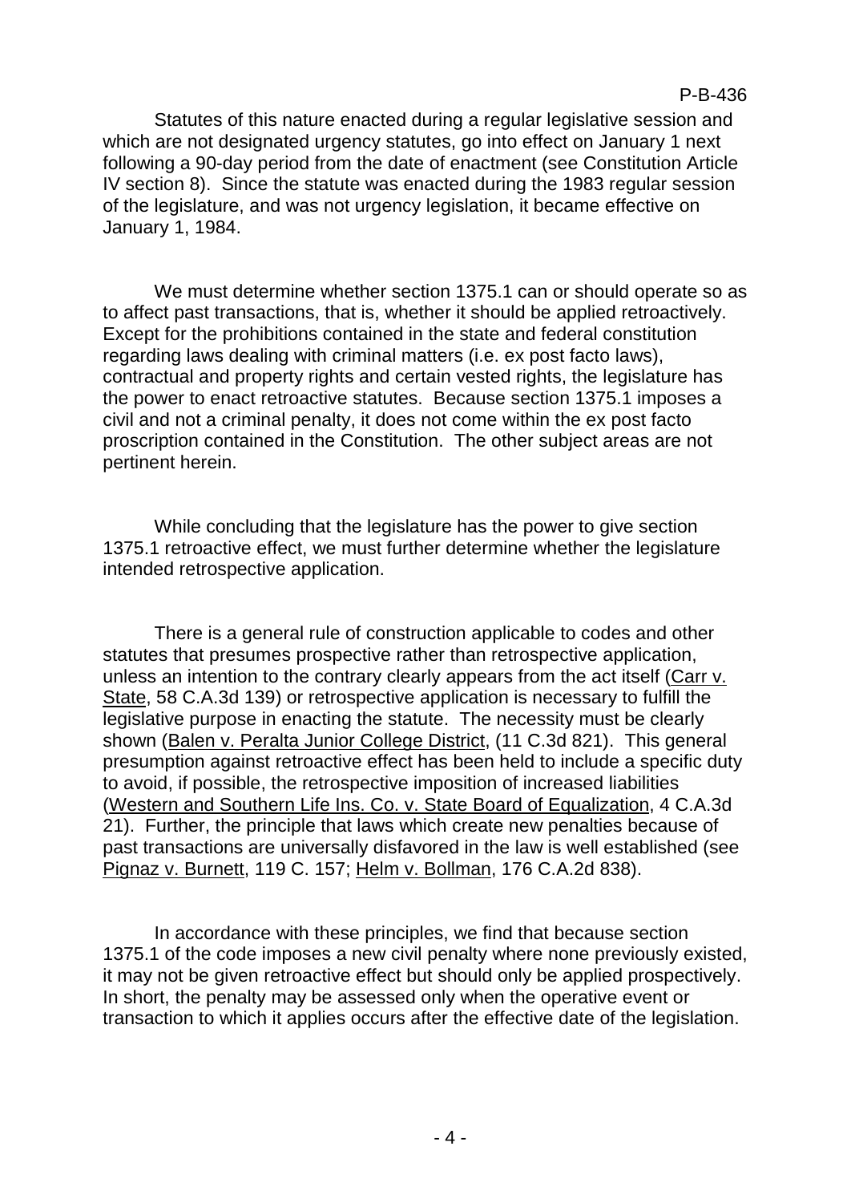Statutes of this nature enacted during a regular legislative session and which are not designated urgency statutes, go into effect on January 1 next following a 90-day period from the date of enactment (see Constitution Article IV section 8). Since the statute was enacted during the 1983 regular session of the legislature, and was not urgency legislation, it became effective on January 1, 1984.

We must determine whether section 1375.1 can or should operate so as to affect past transactions, that is, whether it should be applied retroactively. Except for the prohibitions contained in the state and federal constitution regarding laws dealing with criminal matters (i.e. ex post facto laws), contractual and property rights and certain vested rights, the legislature has the power to enact retroactive statutes. Because section 1375.1 imposes a civil and not a criminal penalty, it does not come within the ex post facto proscription contained in the Constitution. The other subject areas are not pertinent herein.

While concluding that the legislature has the power to give section 1375.1 retroactive effect, we must further determine whether the legislature intended retrospective application.

There is a general rule of construction applicable to codes and other statutes that presumes prospective rather than retrospective application, unless an intention to the contrary clearly appears from the act itself (Carr v. State, 58 C.A.3d 139) or retrospective application is necessary to fulfill the legislative purpose in enacting the statute. The necessity must be clearly shown (Balen v. Peralta Junior College District, (11 C.3d 821). This general presumption against retroactive effect has been held to include a specific duty to avoid, if possible, the retrospective imposition of increased liabilities (Western and Southern Life Ins. Co. v. State Board of Equalization, 4 C.A.3d 21). Further, the principle that laws which create new penalties because of past transactions are universally disfavored in the law is well established (see Pignaz v. Burnett, 119 C. 157; Helm v. Bollman, 176 C.A.2d 838).

In accordance with these principles, we find that because section 1375.1 of the code imposes a new civil penalty where none previously existed, it may not be given retroactive effect but should only be applied prospectively. In short, the penalty may be assessed only when the operative event or transaction to which it applies occurs after the effective date of the legislation.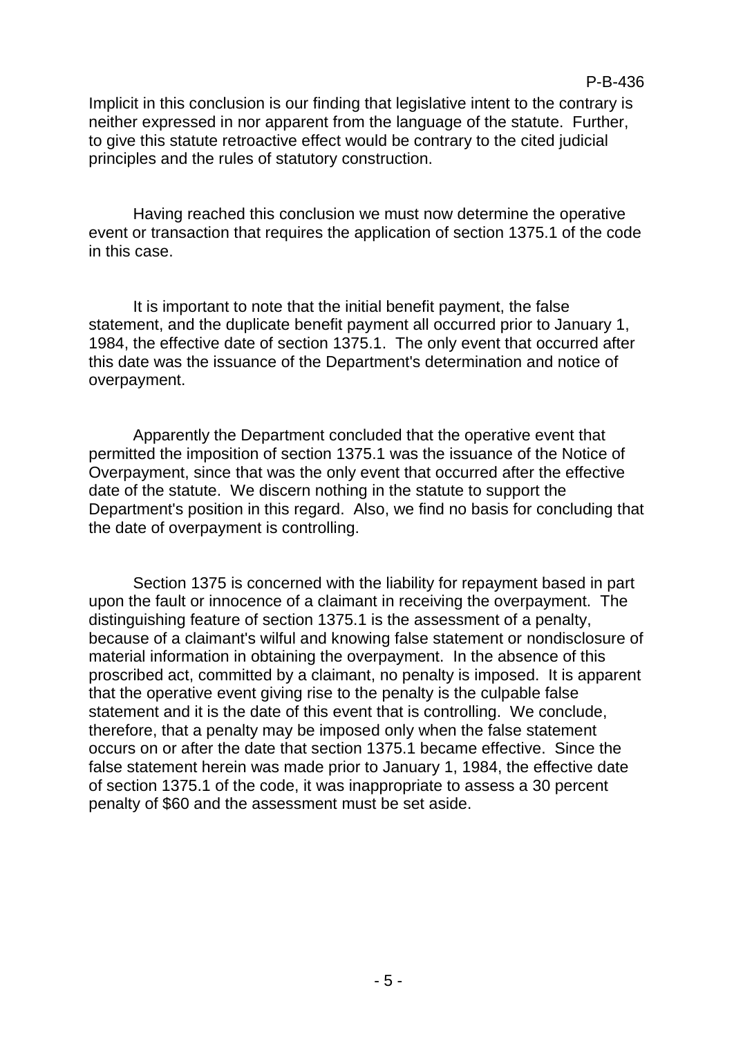Implicit in this conclusion is our finding that legislative intent to the contrary is neither expressed in nor apparent from the language of the statute. Further, to give this statute retroactive effect would be contrary to the cited judicial principles and the rules of statutory construction.

Having reached this conclusion we must now determine the operative event or transaction that requires the application of section 1375.1 of the code in this case.

It is important to note that the initial benefit payment, the false statement, and the duplicate benefit payment all occurred prior to January 1, 1984, the effective date of section 1375.1. The only event that occurred after this date was the issuance of the Department's determination and notice of overpayment.

Apparently the Department concluded that the operative event that permitted the imposition of section 1375.1 was the issuance of the Notice of Overpayment, since that was the only event that occurred after the effective date of the statute. We discern nothing in the statute to support the Department's position in this regard. Also, we find no basis for concluding that the date of overpayment is controlling.

Section 1375 is concerned with the liability for repayment based in part upon the fault or innocence of a claimant in receiving the overpayment. The distinguishing feature of section 1375.1 is the assessment of a penalty, because of a claimant's wilful and knowing false statement or nondisclosure of material information in obtaining the overpayment. In the absence of this proscribed act, committed by a claimant, no penalty is imposed. It is apparent that the operative event giving rise to the penalty is the culpable false statement and it is the date of this event that is controlling. We conclude, therefore, that a penalty may be imposed only when the false statement occurs on or after the date that section 1375.1 became effective. Since the false statement herein was made prior to January 1, 1984, the effective date of section 1375.1 of the code, it was inappropriate to assess a 30 percent penalty of $60 and the assessment must be set aside.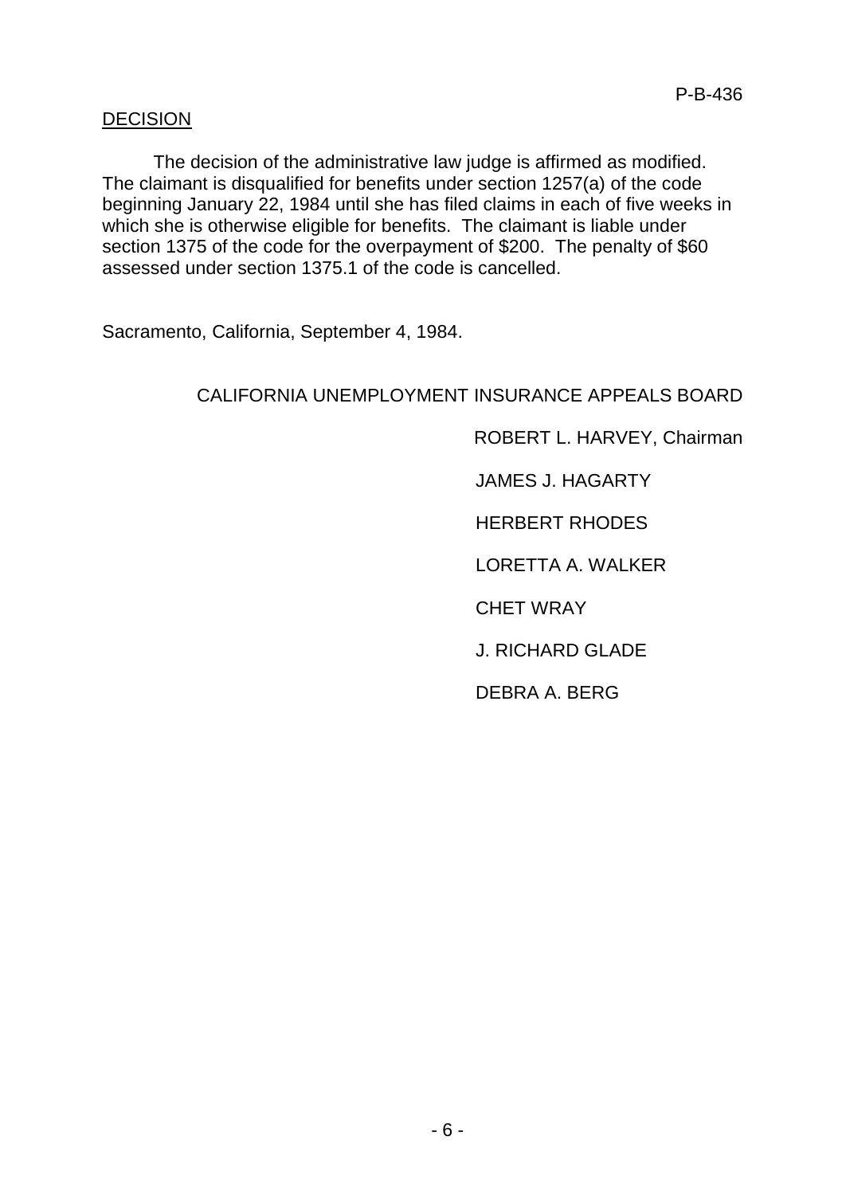## DECISION

The decision of the administrative law judge is affirmed as modified. The claimant is disqualified for benefits under section 1257(a) of the code beginning January 22, 1984 until she has filed claims in each of five weeks in which she is otherwise eligible for benefits. The claimant is liable under section 1375 of the code for the overpayment of $200. The penalty of $60 assessed under section 1375.1 of the code is cancelled.

Sacramento, California, September 4, 1984.

CALIFORNIA UNEMPLOYMENT INSURANCE APPEALS BOARD

ROBERT L. HARVEY, Chairman

JAMES J. HAGARTY

HERBERT RHODES

LORETTA A. WALKER

CHET WRAY

J. RICHARD GLADE

DEBRA A. BERG